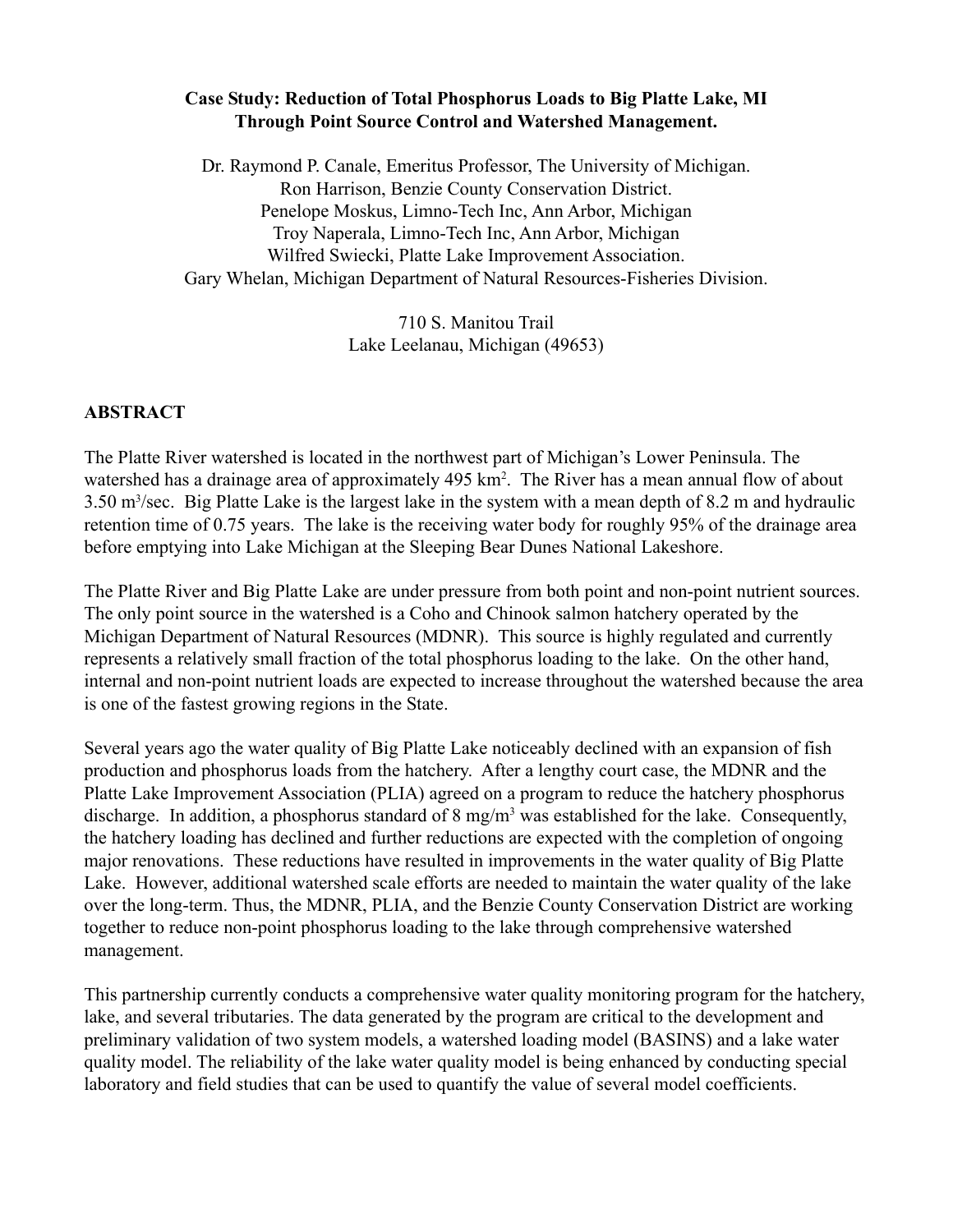**Case Study: Reduction of Total Phosphorus Loads to Big Platte Lake, MI Through Point Source Control and Watershed Management.**

Dr. Raymond P. Canale, Emeritus Professor, The University of Michigan.
Ron Harrison, Benzie County Conservation District.
Penelope Moskus, Limno-Tech Inc, Ann Arbor, Michigan
Troy Naperala, Limno-Tech Inc, Ann Arbor, Michigan
Wilfred Swiecki, Platte Lake Improvement Association.
Gary Whelan, Michigan Department of Natural Resources-Fisheries Division.

710 S. Manitou Trail
Lake Leelanau, Michigan (49653)

## ABSTRACT

The Platte River watershed is located in the northwest part of Michigan's Lower Peninsula. The watershed has a drainage area of approximately 495 $km^2$. The River has a mean annual flow of about 3.50 $m^3/sec$. Big Platte Lake is the largest lake in the system with a mean depth of 8.2 m and hydraulic retention time of 0.75 years. The lake is the receiving water body for roughly 95% of the drainage area before emptying into Lake Michigan at the Sleeping Bear Dunes National Lakeshore.

The Platte River and Big Platte Lake are under pressure from both point and non-point nutrient sources. The only point source in the watershed is a Coho and Chinook salmon hatchery operated by the Michigan Department of Natural Resources (MDNR). This source is highly regulated and currently represents a relatively small fraction of the total phosphorus loading to the lake. On the other hand, internal and non-point nutrient loads are expected to increase throughout the watershed because the area is one of the fastest growing regions in the State.

Several years ago the water quality of Big Platte Lake noticeably declined with an expansion of fish production and phosphorus loads from the hatchery. After a lengthy court case, the MDNR and the Platte Lake Improvement Association (PLIA) agreed on a program to reduce the hatchery phosphorus discharge. In addition, a phosphorus standard of 8 $mg/m^3$ was established for the lake. Consequently, the hatchery loading has declined and further reductions are expected with the completion of ongoing major renovations. These reductions have resulted in improvements in the water quality of Big Platte Lake. However, additional watershed scale efforts are needed to maintain the water quality of the lake over the long-term. Thus, the MDNR, PLIA, and the Benzie County Conservation District are working together to reduce non-point phosphorus loading to the lake through comprehensive watershed management.

This partnership currently conducts a comprehensive water quality monitoring program for the hatchery, lake, and several tributaries. The data generated by the program are critical to the development and preliminary validation of two system models, a watershed loading model (BASINS) and a lake water quality model. The reliability of the lake water quality model is being enhanced by conducting special laboratory and field studies that can be used to quantify the value of several model coefficients.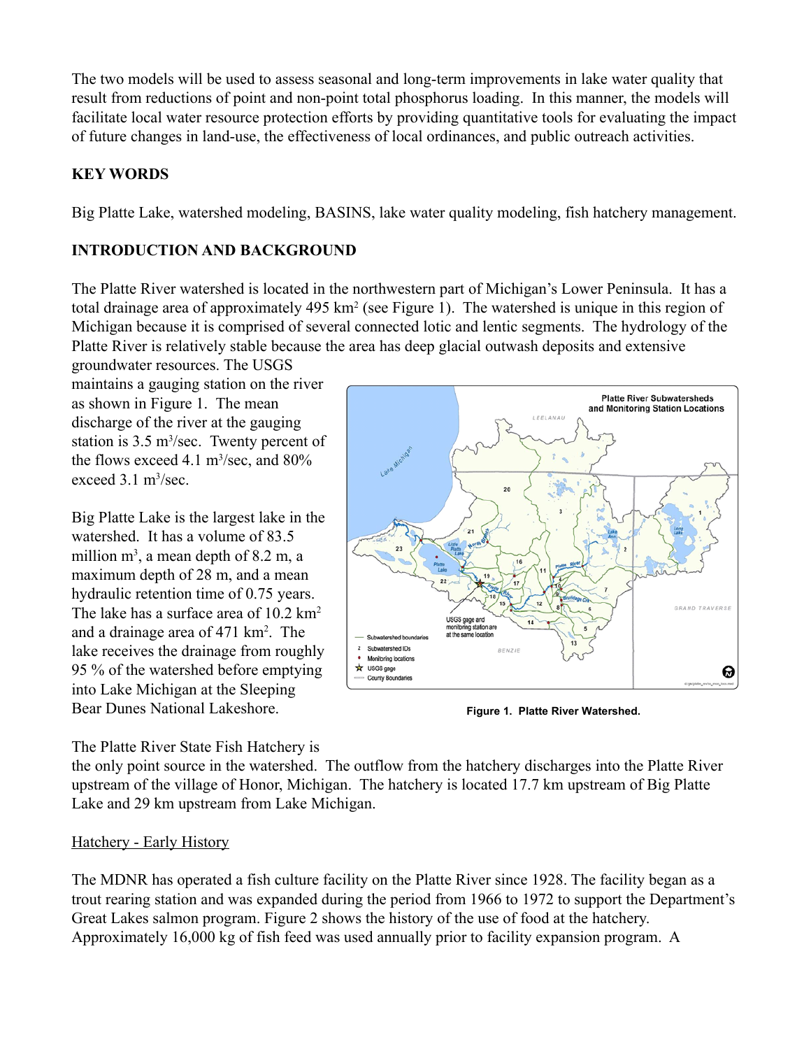The two models will be used to assess seasonal and long-term improvements in lake water quality that result from reductions of point and non-point total phosphorus loading. In this manner, the models will facilitate local water resource protection efforts by providing quantitative tools for evaluating the impact of future changes in land-use, the effectiveness of local ordinances, and public outreach activities.

## KEY WORDS

Big Platte Lake, watershed modeling, BASINS, lake water quality modeling, fish hatchery management.

## INTRODUCTION AND BACKGROUND

The Platte River watershed is located in the northwestern part of Michigan's Lower Peninsula. It has a total drainage area of approximately 495 km$^2$ (see Figure 1). The watershed is unique in this region of Michigan because it is comprised of several connected lotic and lentic segments. The hydrology of the Platte River is relatively stable because the area has deep glacial outwash deposits and extensive groundwater resources. The USGS maintains a gauging station on the river as shown in Figure 1. The mean discharge of the river at the gauging station is 3.5 m$^3$/sec. Twenty percent of the flows exceed 4.1 m$^3$/sec, and 80% exceed 3.1 m$^3$/sec.

Big Platte Lake is the largest lake in the watershed. It has a volume of 83.5 million m$^3$, a mean depth of 8.2 m, a maximum depth of 28 m, and a mean hydraulic retention time of 0.75 years. The lake has a surface area of 10.2 km$^2$ and a drainage area of 471 km$^2$. The lake receives the drainage from roughly 95 % of the watershed before emptying into Lake Michigan at the Sleeping Bear Dunes National Lakeshore.

**Figure 1. Platte River Watershed.**

The Platte River State Fish Hatchery is the only point source in the watershed. The outflow from the hatchery discharges into the Platte River upstream of the village of Honor, Michigan. The hatchery is located 17.7 km upstream of Big Platte Lake and 29 km upstream from Lake Michigan.

### Hatchery - Early History

The MDNR has operated a fish culture facility on the Platte River since 1928. The facility began as a trout rearing station and was expanded during the period from 1966 to 1972 to support the Department's Great Lakes salmon program. Figure 2 shows the history of the use of food at the hatchery. Approximately 16,000 kg of fish feed was used annually prior to facility expansion program. A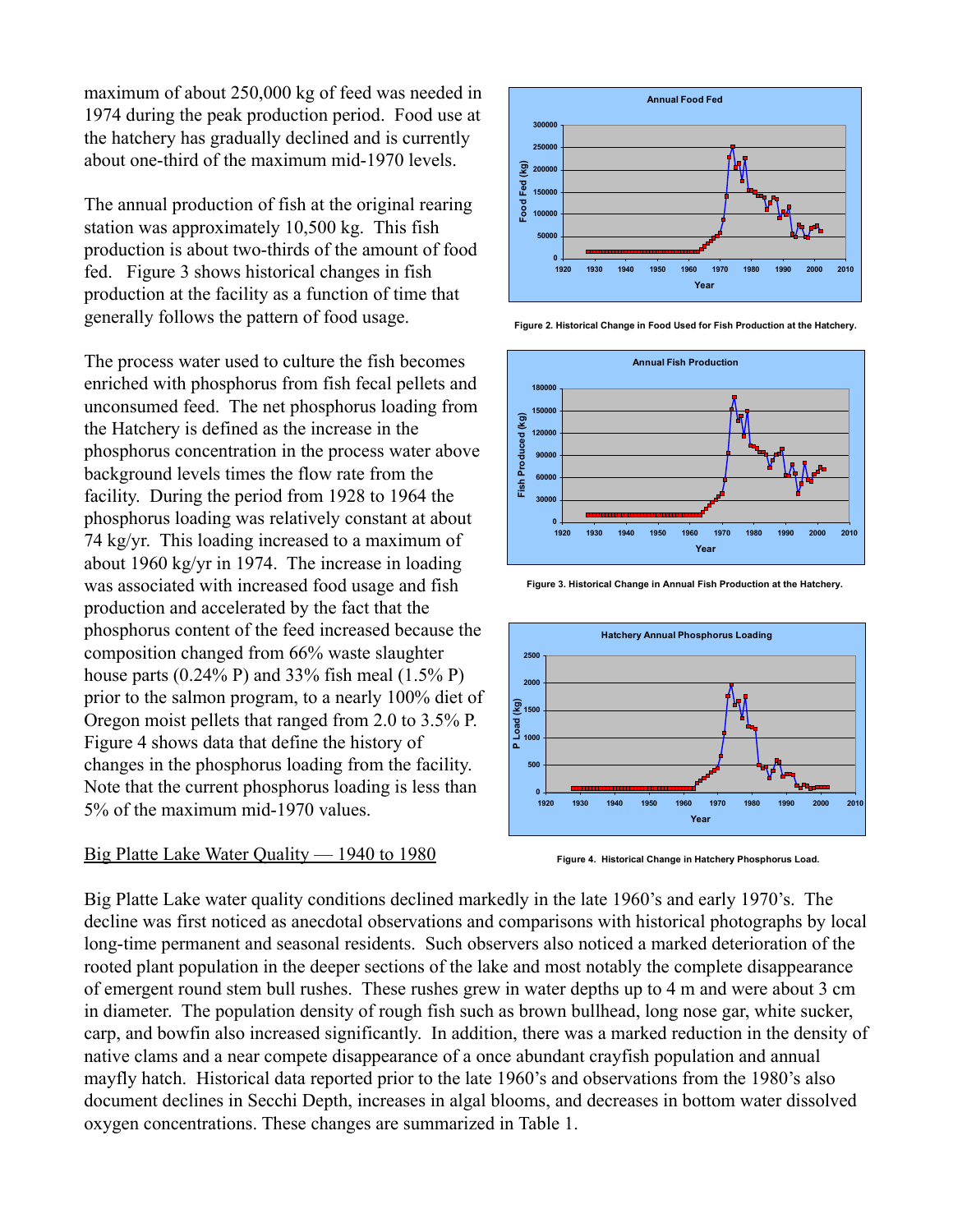maximum of about 250,000 kg of feed was needed in 1974 during the peak production period. Food use at the hatchery has gradually declined and is currently about one-third of the maximum mid-1970 levels.

The annual production of fish at the original rearing station was approximately 10,500 kg. This fish production is about two-thirds of the amount of food fed. Figure 3 shows historical changes in fish production at the facility as a function of time that generally follows the pattern of food usage.

The process water used to culture the fish becomes enriched with phosphorus from fish fecal pellets and unconsumed feed. The net phosphorus loading from the Hatchery is defined as the increase in the phosphorus concentration in the process water above background levels times the flow rate from the facility. During the period from 1928 to 1964 the phosphorus loading was relatively constant at about 74 kg/yr. This loading increased to a maximum of about 1960 kg/yr in 1974. The increase in loading was associated with increased food usage and fish production and accelerated by the fact that the phosphorus content of the feed increased because the composition changed from 66% waste slaughter house parts (0.24% P) and 33% fish meal (1.5% P) prior to the salmon program, to a nearly 100% diet of Oregon moist pellets that ranged from 2.0 to 3.5% P. Figure 4 shows data that define the history of changes in the phosphorus loading from the facility. Note that the current phosphorus loading is less than 5% of the maximum mid-1970 values.

Figure 2. Historical Change in Food Used for Fish Production at the Hatchery.

Figure 3. Historical Change in Annual Fish Production at the Hatchery.

Figure 4. Historical Change in Hatchery Phosphorus Load.

## Big Platte Lake Water Quality — 1940 to 1980

Big Platte Lake water quality conditions declined markedly in the late 1960's and early 1970's. The decline was first noticed as anecdotal observations and comparisons with historical photographs by local long-time permanent and seasonal residents. Such observers also noticed a marked deterioration of the rooted plant population in the deeper sections of the lake and most notably the complete disappearance of emergent round stem bull rushes. These rushes grew in water depths up to 4 m and were about 3 cm in diameter. The population density of rough fish such as brown bullhead, long nose gar, white sucker, carp, and bowfin also increased significantly. In addition, there was a marked reduction in the density of native clams and a near compete disappearance of a once abundant crayfish population and annual mayfly hatch. Historical data reported prior to the late 1960's and observations from the 1980's also document declines in Secchi Depth, increases in algal blooms, and decreases in bottom water dissolved oxygen concentrations. These changes are summarized in Table 1.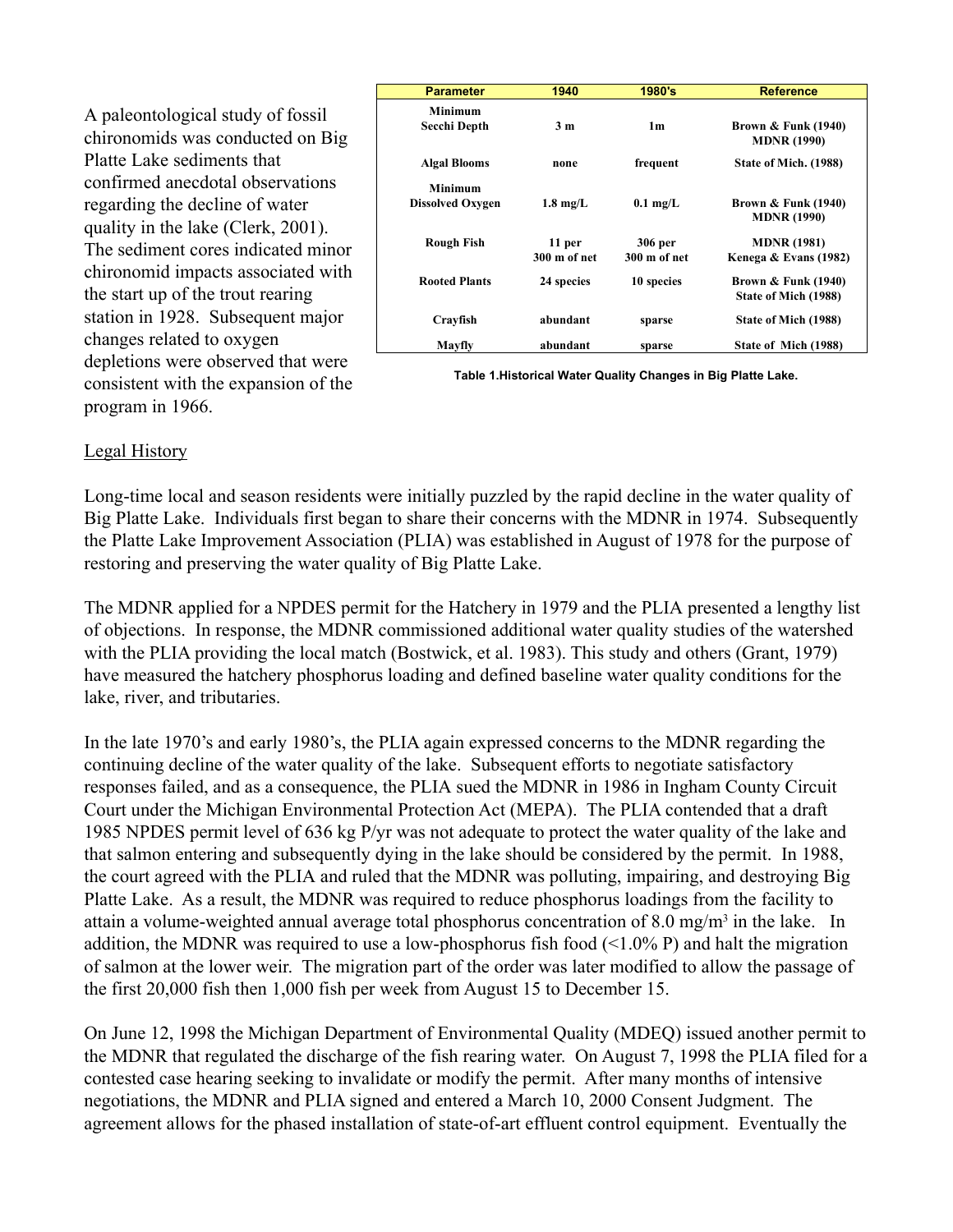A paleontological study of fossil chironomids was conducted on Big Platte Lake sediments that confirmed anecdotal observations regarding the decline of water quality in the lake (Clerk, 2001). The sediment cores indicated minor chironomid impacts associated with the start up of the trout rearing station in 1928. Subsequent major changes related to oxygen depletions were observed that were consistent with the expansion of the program in 1966.

| Parameter | 1940 | 1980's | Reference |
|---|---|---|---|
| Minimum Secchi Depth | 3 m | 1m | Brown & Funk (1940) MDNR (1990) |
| Algal Blooms | none | frequent | State of Mich. (1988) |
| Minimum Dissolved Oxygen | 1.8 mg/L | 0.1 mg/L | Brown & Funk (1940) MDNR (1990) |
| Rough Fish | 11 per 300 m of net | 306 per 300 m of net | MDNR (1981) Kenega & Evans (1982) |
| Rooted Plants | 24 species | 10 species | Brown & Funk (1940) State of Mich (1988) |
| Crayfish | abundant | sparse | State of Mich (1988) |
| Mayfly | abundant | sparse | State of Mich (1988) |

**Table 1.Historical Water Quality Changes in Big Platte Lake.**

<u>Legal History</u>

Long-time local and season residents were initially puzzled by the rapid decline in the water quality of Big Platte Lake. Individuals first began to share their concerns with the MDNR in 1974. Subsequently the Platte Lake Improvement Association (PLIA) was established in August of 1978 for the purpose of restoring and preserving the water quality of Big Platte Lake.

The MDNR applied for a NPDES permit for the Hatchery in 1979 and the PLIA presented a lengthy list of objections. In response, the MDNR commissioned additional water quality studies of the watershed with the PLIA providing the local match (Bostwick, et al. 1983). This study and others (Grant, 1979) have measured the hatchery phosphorus loading and defined baseline water quality conditions for the lake, river, and tributaries.

In the late 1970's and early 1980's, the PLIA again expressed concerns to the MDNR regarding the continuing decline of the water quality of the lake. Subsequent efforts to negotiate satisfactory responses failed, and as a consequence, the PLIA sued the MDNR in 1986 in Ingham County Circuit Court under the Michigan Environmental Protection Act (MEPA). The PLIA contended that a draft 1985 NPDES permit level of 636 kg P/yr was not adequate to protect the water quality of the lake and that salmon entering and subsequently dying in the lake should be considered by the permit. In 1988, the court agreed with the PLIA and ruled that the MDNR was polluting, impairing, and destroying Big Platte Lake. As a result, the MDNR was required to reduce phosphorus loadings from the facility to attain a volume-weighted annual average total phosphorus concentration of 8.0 mg/m$^3$ in the lake. In addition, the MDNR was required to use a low-phosphorus fish food (<1.0% P) and halt the migration of salmon at the lower weir. The migration part of the order was later modified to allow the passage of the first 20,000 fish then 1,000 fish per week from August 15 to December 15.

On June 12, 1998 the Michigan Department of Environmental Quality (MDEQ) issued another permit to the MDNR that regulated the discharge of the fish rearing water. On August 7, 1998 the PLIA filed for a contested case hearing seeking to invalidate or modify the permit. After many months of intensive negotiations, the MDNR and PLIA signed and entered a March 10, 2000 Consent Judgment. The agreement allows for the phased installation of state-of-art effluent control equipment. Eventually the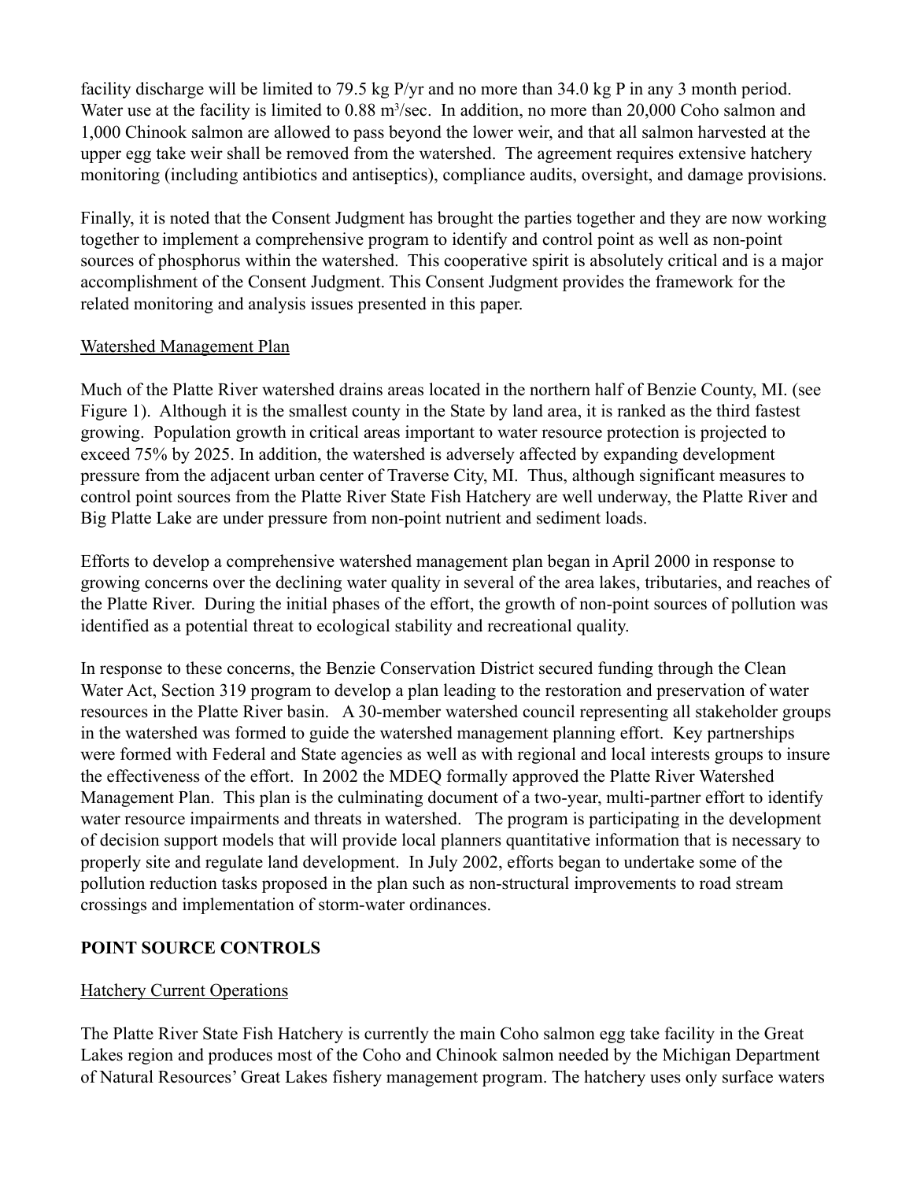facility discharge will be limited to 79.5 kg P/yr and no more than 34.0 kg P in any 3 month period. Water use at the facility is limited to 0.88 $m^3$/sec. In addition, no more than 20,000 Coho salmon and 1,000 Chinook salmon are allowed to pass beyond the lower weir, and that all salmon harvested at the upper egg take weir shall be removed from the watershed. The agreement requires extensive hatchery monitoring (including antibiotics and antiseptics), compliance audits, oversight, and damage provisions.

Finally, it is noted that the Consent Judgment has brought the parties together and they are now working together to implement a comprehensive program to identify and control point as well as non-point sources of phosphorus within the watershed. This cooperative spirit is absolutely critical and is a major accomplishment of the Consent Judgment. This Consent Judgment provides the framework for the related monitoring and analysis issues presented in this paper.

### Watershed Management Plan

Much of the Platte River watershed drains areas located in the northern half of Benzie County, MI. (see Figure 1). Although it is the smallest county in the State by land area, it is ranked as the third fastest growing. Population growth in critical areas important to water resource protection is projected to exceed 75% by 2025. In addition, the watershed is adversely affected by expanding development pressure from the adjacent urban center of Traverse City, MI. Thus, although significant measures to control point sources from the Platte River State Fish Hatchery are well underway, the Platte River and Big Platte Lake are under pressure from non-point nutrient and sediment loads.

Efforts to develop a comprehensive watershed management plan began in April 2000 in response to growing concerns over the declining water quality in several of the area lakes, tributaries, and reaches of the Platte River. During the initial phases of the effort, the growth of non-point sources of pollution was identified as a potential threat to ecological stability and recreational quality.

In response to these concerns, the Benzie Conservation District secured funding through the Clean Water Act, Section 319 program to develop a plan leading to the restoration and preservation of water resources in the Platte River basin. A 30-member watershed council representing all stakeholder groups in the watershed was formed to guide the watershed management planning effort. Key partnerships were formed with Federal and State agencies as well as with regional and local interests groups to insure the effectiveness of the effort. In 2002 the MDEQ formally approved the Platte River Watershed Management Plan. This plan is the culminating document of a two-year, multi-partner effort to identify water resource impairments and threats in watershed. The program is participating in the development of decision support models that will provide local planners quantitative information that is necessary to properly site and regulate land development. In July 2002, efforts began to undertake some of the pollution reduction tasks proposed in the plan such as non-structural improvements to road stream crossings and implementation of storm-water ordinances.

## POINT SOURCE CONTROLS

### Hatchery Current Operations

The Platte River State Fish Hatchery is currently the main Coho salmon egg take facility in the Great Lakes region and produces most of the Coho and Chinook salmon needed by the Michigan Department of Natural Resources' Great Lakes fishery management program. The hatchery uses only surface waters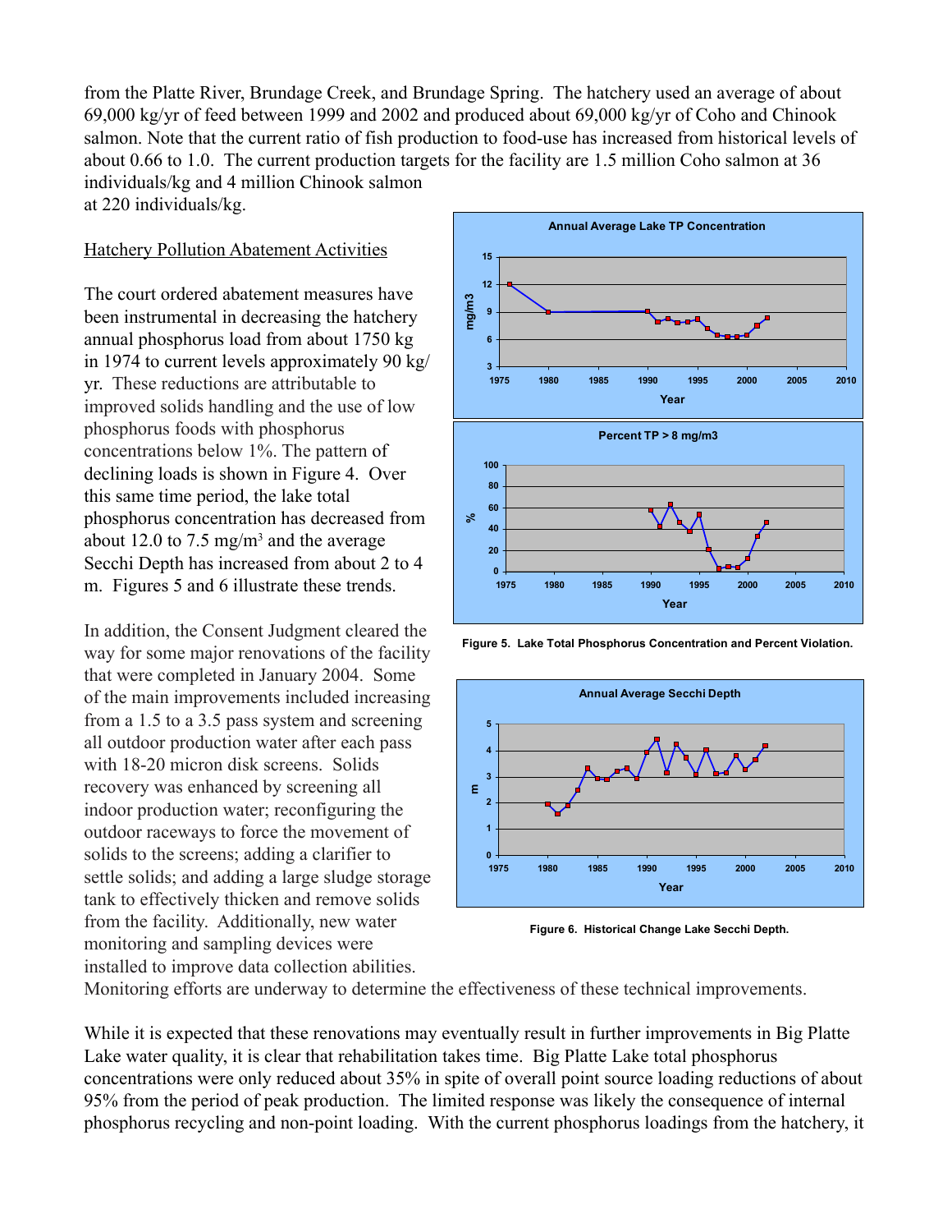from the Platte River, Brundage Creek, and Brundage Spring. The hatchery used an average of about 69,000 kg/yr of feed between 1999 and 2002 and produced about 69,000 kg/yr of Coho and Chinook salmon. Note that the current ratio of fish production to food-use has increased from historical levels of about 0.66 to 1.0. The current production targets for the facility are 1.5 million Coho salmon at 36 individuals/kg and 4 million Chinook salmon at 220 individuals/kg.

Hatchery Pollution Abatement Activities

The court ordered abatement measures have been instrumental in decreasing the hatchery annual phosphorus load from about 1750 kg in 1974 to current levels approximately 90 kg/yr. These reductions are attributable to improved solids handling and the use of low phosphorus foods with phosphorus concentrations below 1%. The pattern of declining loads is shown in Figure 4. Over this same time period, the lake total phosphorus concentration has decreased from about 12.0 to 7.5 mg/m$^3$ and the average Secchi Depth has increased from about 2 to 4 m. Figures 5 and 6 illustrate these trends.

Figure 5. Lake Total Phosphorus Concentration and Percent Violation.

Figure 6. Historical Change Lake Secchi Depth.

In addition, the Consent Judgment cleared the way for some major renovations of the facility that were completed in January 2004. Some of the main improvements included increasing from a 1.5 to a 3.5 pass system and screening all outdoor production water after each pass with 18-20 micron disk screens. Solids recovery was enhanced by screening all indoor production water; reconfiguring the outdoor raceways to force the movement of solids to the screens; adding a clarifier to settle solids; and adding a large sludge storage tank to effectively thicken and remove solids from the facility. Additionally, new water monitoring and sampling devices were installed to improve data collection abilities. Monitoring efforts are underway to determine the effectiveness of these technical improvements.

While it is expected that these renovations may eventually result in further improvements in Big Platte Lake water quality, it is clear that rehabilitation takes time. Big Platte Lake total phosphorus concentrations were only reduced about 35% in spite of overall point source loading reductions of about 95% from the period of peak production. The limited response was likely the consequence of internal phosphorus recycling and non-point loading. With the current phosphorus loadings from the hatchery, it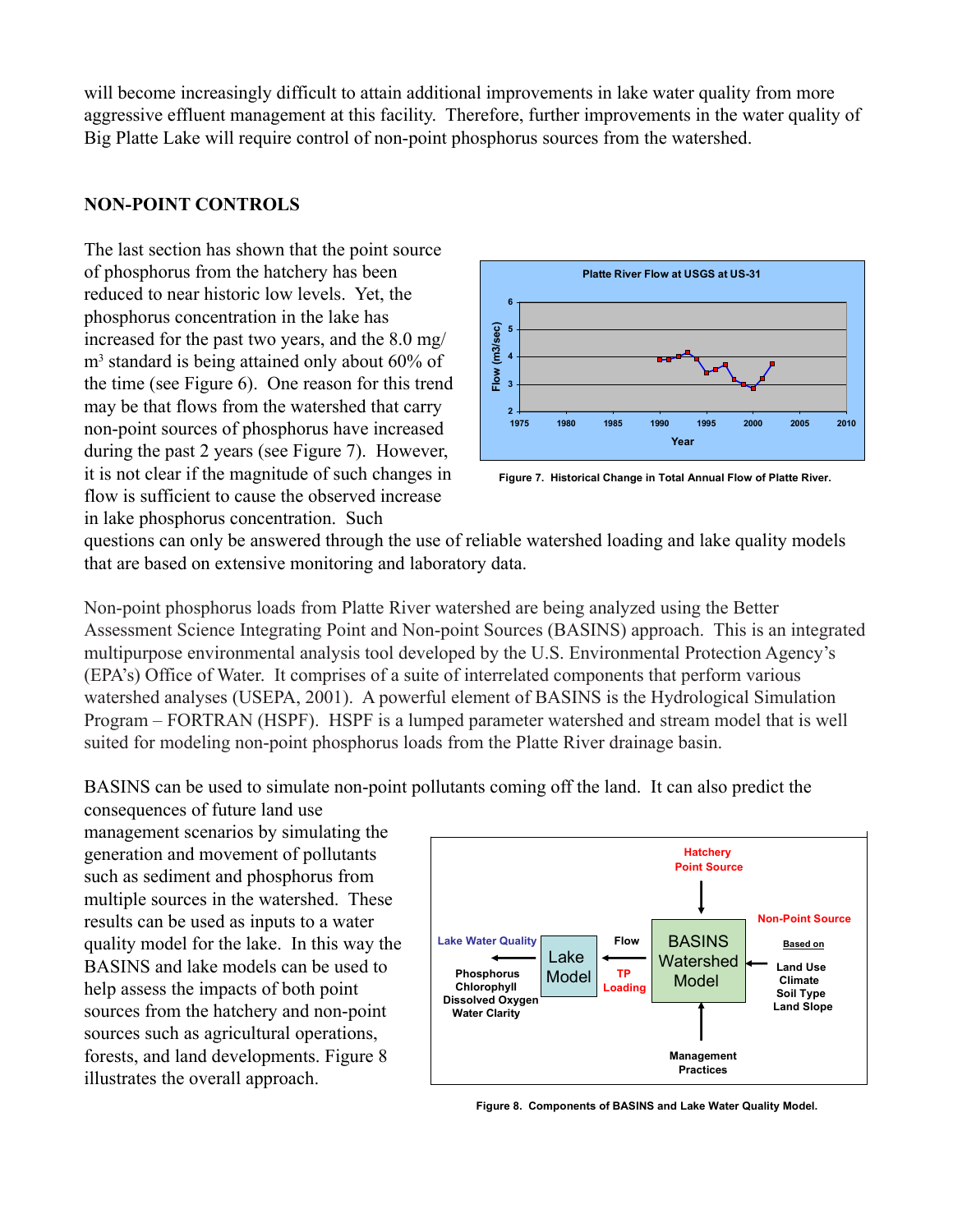will become increasingly difficult to attain additional improvements in lake water quality from more aggressive effluent management at this facility. Therefore, further improvements in the water quality of Big Platte Lake will require control of non-point phosphorus sources from the watershed.

## NON-POINT CONTROLS

The last section has shown that the point source of phosphorus from the hatchery has been reduced to near historic low levels. Yet, the phosphorus concentration in the lake has increased for the past two years, and the 8.0 mg/m$^3$ standard is being attained only about 60% of the time (see Figure 6). One reason for this trend may be that flows from the watershed that carry non-point sources of phosphorus have increased during the past 2 years (see Figure 7). However, it is not clear if the magnitude of such changes in flow is sufficient to cause the observed increase in lake phosphorus concentration. Such questions can only be answered through the use of reliable watershed loading and lake quality models that are based on extensive monitoring and laboratory data.

Figure 7. Historical Change in Total Annual Flow of Platte River.

Non-point phosphorus loads from Platte River watershed are being analyzed using the Better Assessment Science Integrating Point and Non-point Sources (BASINS) approach. This is an integrated multipurpose environmental analysis tool developed by the U.S. Environmental Protection Agency's (EPA's) Office of Water. It comprises of a suite of interrelated components that perform various watershed analyses (USEPA, 2001). A powerful element of BASINS is the Hydrological Simulation Program – FORTRAN (HSPF). HSPF is a lumped parameter watershed and stream model that is well suited for modeling non-point phosphorus loads from the Platte River drainage basin.

BASINS can be used to simulate non-point pollutants coming off the land. It can also predict the consequences of future land use management scenarios by simulating the generation and movement of pollutants such as sediment and phosphorus from multiple sources in the watershed. These results can be used as inputs to a water quality model for the lake. In this way the BASINS and lake models can be used to help assess the impacts of both point sources from the hatchery and non-point sources such as agricultural operations, forests, and land developments. Figure 8 illustrates the overall approach.

Figure 8. Components of BASINS and Lake Water Quality Model.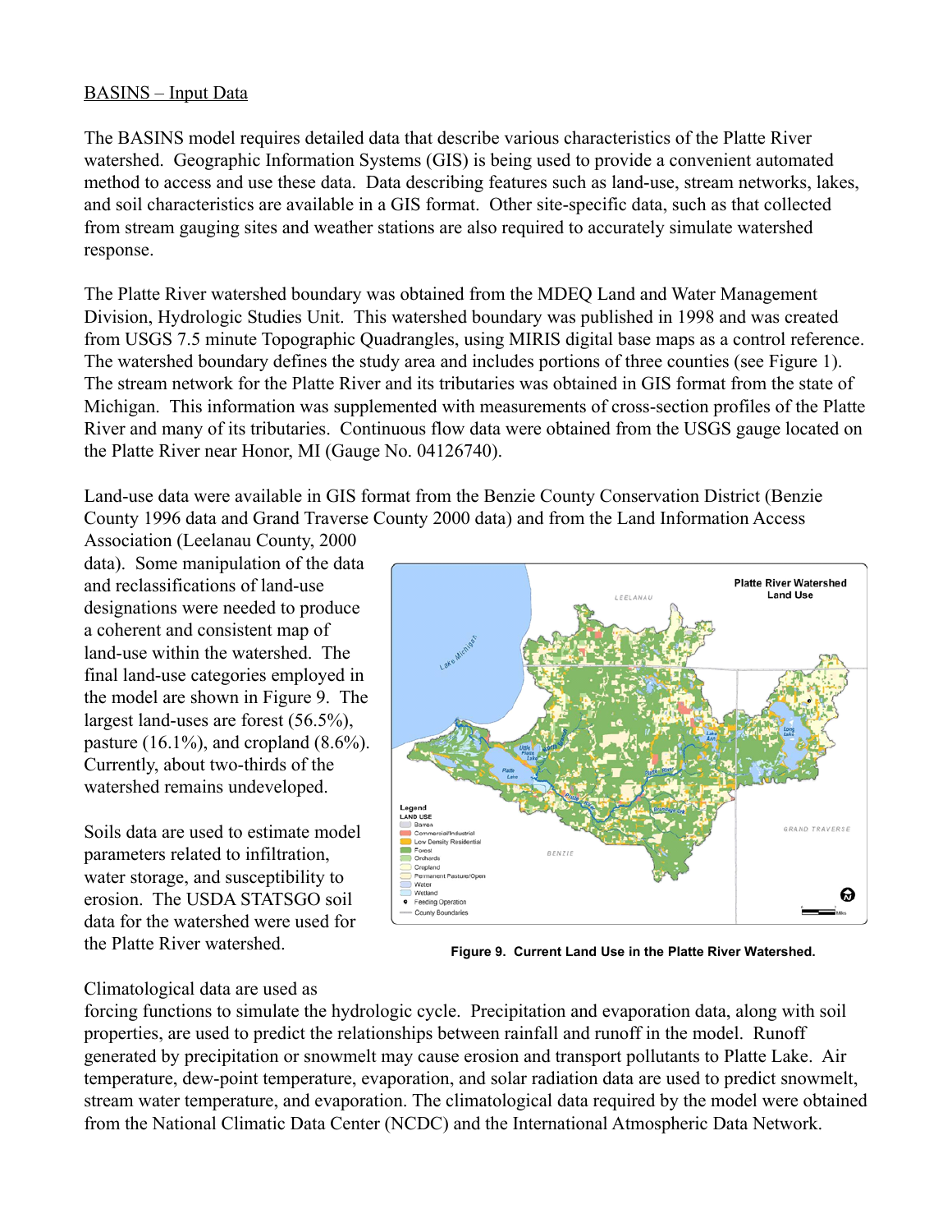BASINS – Input Data

The BASINS model requires detailed data that describe various characteristics of the Platte River watershed. Geographic Information Systems (GIS) is being used to provide a convenient automated method to access and use these data. Data describing features such as land-use, stream networks, lakes, and soil characteristics are available in a GIS format. Other site-specific data, such as that collected from stream gauging sites and weather stations are also required to accurately simulate watershed response.

The Platte River watershed boundary was obtained from the MDEQ Land and Water Management Division, Hydrologic Studies Unit. This watershed boundary was published in 1998 and was created from USGS 7.5 minute Topographic Quadrangles, using MIRIS digital base maps as a control reference. The watershed boundary defines the study area and includes portions of three counties (see Figure 1). The stream network for the Platte River and its tributaries was obtained in GIS format from the state of Michigan. This information was supplemented with measurements of cross-section profiles of the Platte River and many of its tributaries. Continuous flow data were obtained from the USGS gauge located on the Platte River near Honor, MI (Gauge No. 04126740).

Land-use data were available in GIS format from the Benzie County Conservation District (Benzie County 1996 data and Grand Traverse County 2000 data) and from the Land Information Access Association (Leelanau County, 2000 data). Some manipulation of the data and reclassifications of land-use designations were needed to produce a coherent and consistent map of land-use within the watershed. The final land-use categories employed in the model are shown in Figure 9. The largest land-uses are forest (56.5%), pasture (16.1%), and cropland (8.6%). Currently, about two-thirds of the watershed remains undeveloped.

Figure 9. Current Land Use in the Platte River Watershed.

Soils data are used to estimate model parameters related to infiltration, water storage, and susceptibility to erosion. The USDA STATSGO soil data for the watershed were used for the Platte River watershed.

Climatological data are used as forcing functions to simulate the hydrologic cycle. Precipitation and evaporation data, along with soil properties, are used to predict the relationships between rainfall and runoff in the model. Runoff generated by precipitation or snowmelt may cause erosion and transport pollutants to Platte Lake. Air temperature, dew-point temperature, evaporation, and solar radiation data are used to predict snowmelt, stream water temperature, and evaporation. The climatological data required by the model were obtained from the National Climatic Data Center (NCDC) and the International Atmospheric Data Network.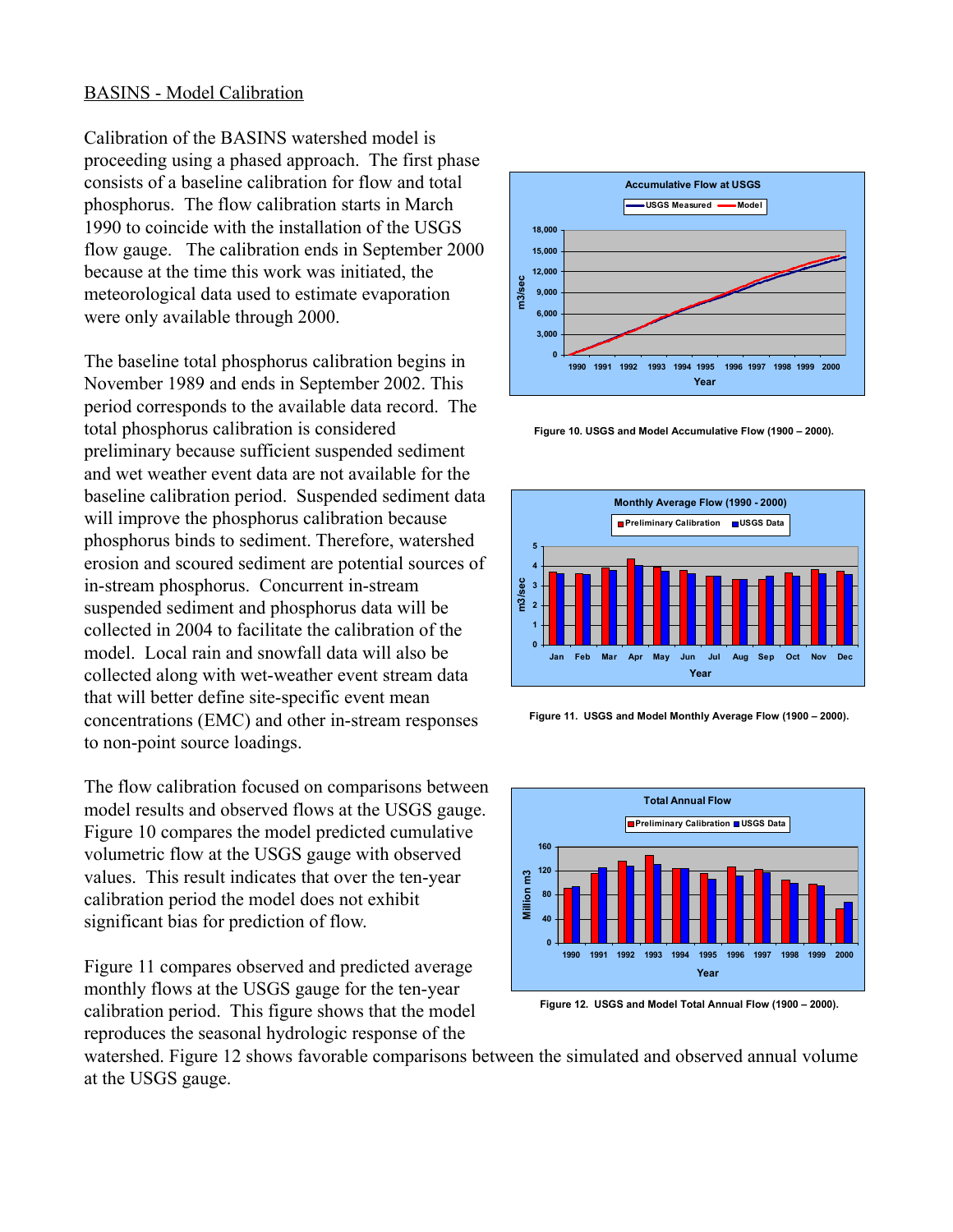BASINS - Model Calibration

Calibration of the BASINS watershed model is proceeding using a phased approach. The first phase consists of a baseline calibration for flow and total phosphorus. The flow calibration starts in March 1990 to coincide with the installation of the USGS flow gauge. The calibration ends in September 2000 because at the time this work was initiated, the meteorological data used to estimate evaporation were only available through 2000.

The baseline total phosphorus calibration begins in November 1989 and ends in September 2002. This period corresponds to the available data record. The total phosphorus calibration is considered preliminary because sufficient suspended sediment and wet weather event data are not available for the baseline calibration period. Suspended sediment data will improve the phosphorus calibration because phosphorus binds to sediment. Therefore, watershed erosion and scoured sediment are potential sources of in-stream phosphorus. Concurrent in-stream suspended sediment and phosphorus data will be collected in 2004 to facilitate the calibration of the model. Local rain and snowfall data will also be collected along with wet-weather event stream data that will better define site-specific event mean concentrations (EMC) and other in-stream responses to non-point source loadings.

Figure 10. USGS and Model Accumulative Flow (1900 – 2000).

Figure 11. USGS and Model Monthly Average Flow (1900 – 2000).

Figure 12. USGS and Model Total Annual Flow (1900 – 2000).

The flow calibration focused on comparisons between model results and observed flows at the USGS gauge. Figure 10 compares the model predicted cumulative volumetric flow at the USGS gauge with observed values. This result indicates that over the ten-year calibration period the model does not exhibit significant bias for prediction of flow.

Figure 11 compares observed and predicted average monthly flows at the USGS gauge for the ten-year calibration period. This figure shows that the model reproduces the seasonal hydrologic response of the watershed. Figure 12 shows favorable comparisons between the simulated and observed annual volume at the USGS gauge.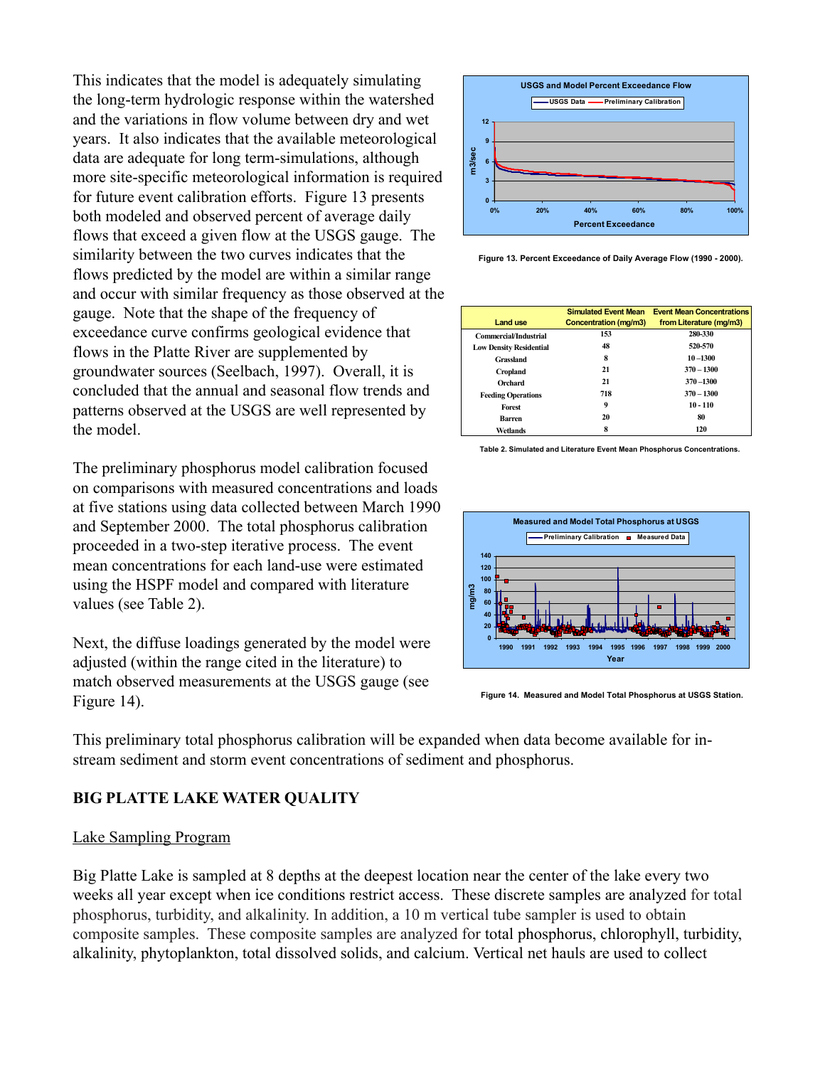This indicates that the model is adequately simulating the long-term hydrologic response within the watershed and the variations in flow volume between dry and wet years. It also indicates that the available meteorological data are adequate for long term-simulations, although more site-specific meteorological information is required for future event calibration efforts. Figure 13 presents both modeled and observed percent of average daily flows that exceed a given flow at the USGS gauge. The similarity between the two curves indicates that the flows predicted by the model are within a similar range and occur with similar frequency as those observed at the gauge. Note that the shape of the frequency of exceedance curve confirms geological evidence that flows in the Platte River are supplemented by groundwater sources (Seelbach, 1997). Overall, it is concluded that the annual and seasonal flow trends and patterns observed at the USGS are well represented by the model.

Figure 13. Percent Exceedance of Daily Average Flow (1990 - 2000).

The preliminary phosphorus model calibration focused on comparisons with measured concentrations and loads at five stations using data collected between March 1990 and September 2000. The total phosphorus calibration proceeded in a two-step iterative process. The event mean concentrations for each land-use were estimated using the HSPF model and compared with literature values (see Table 2).

| Land use | Simulated Event Mean Concentration (mg/m3) | Event Mean Concentrations from Literature (mg/m3) |
|---|---|---|
| Commercial/Industrial | 153 | 280-330 |
| Low Density Residential | 48 | 520-570 |
| Grassland | 8 | 10 –1300 |
| Cropland | 21 | 370 – 1300 |
| Orchard | 21 | 370 –1300 |
| Feeding Operations | 718 | 370 – 1300 |
| Forest | 9 | 10 - 110 |
| Barren | 20 | 80 |
| Wetlands | 8 | 120 |

Table 2. Simulated and Literature Event Mean Phosphorus Concentrations.

Next, the diffuse loadings generated by the model were adjusted (within the range cited in the literature) to match observed measurements at the USGS gauge (see Figure 14).

Figure 14. Measured and Model Total Phosphorus at USGS Station.

This preliminary total phosphorus calibration will be expanded when data become available for in-stream sediment and storm event concentrations of sediment and phosphorus.

## BIG PLATTE LAKE WATER QUALITY

### Lake Sampling Program

Big Platte Lake is sampled at 8 depths at the deepest location near the center of the lake every two weeks all year except when ice conditions restrict access. These discrete samples are analyzed for total phosphorus, turbidity, and alkalinity. In addition, a 10 m vertical tube sampler is used to obtain composite samples. These composite samples are analyzed for total phosphorus, chlorophyll, turbidity, alkalinity, phytoplankton, total dissolved solids, and calcium. Vertical net hauls are used to collect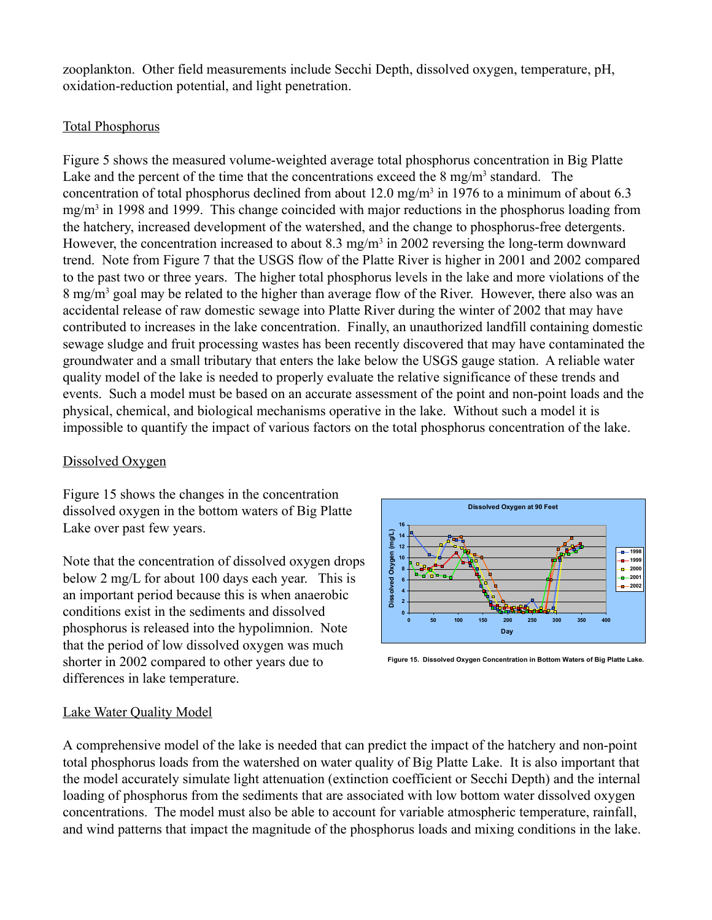zooplankton. Other field measurements include Secchi Depth, dissolved oxygen, temperature, pH, oxidation-reduction potential, and light penetration.

## Total Phosphorus

Figure 5 shows the measured volume-weighted average total phosphorus concentration in Big Platte Lake and the percent of the time that the concentrations exceed the 8 mg/m$^3$ standard. The concentration of total phosphorus declined from about 12.0 mg/m$^3$ in 1976 to a minimum of about 6.3 mg/m$^3$ in 1998 and 1999. This change coincided with major reductions in the phosphorus loading from the hatchery, increased development of the watershed, and the change to phosphorus-free detergents. However, the concentration increased to about 8.3 mg/m$^3$ in 2002 reversing the long-term downward trend. Note from Figure 7 that the USGS flow of the Platte River is higher in 2001 and 2002 compared to the past two or three years. The higher total phosphorus levels in the lake and more violations of the 8 mg/m$^3$ goal may be related to the higher than average flow of the River. However, there also was an accidental release of raw domestic sewage into Platte River during the winter of 2002 that may have contributed to increases in the lake concentration. Finally, an unauthorized landfill containing domestic sewage sludge and fruit processing wastes has been recently discovered that may have contaminated the groundwater and a small tributary that enters the lake below the USGS gauge station. A reliable water quality model of the lake is needed to properly evaluate the relative significance of these trends and events. Such a model must be based on an accurate assessment of the point and non-point loads and the physical, chemical, and biological mechanisms operative in the lake. Without such a model it is impossible to quantify the impact of various factors on the total phosphorus concentration of the lake.

## Dissolved Oxygen

Figure 15 shows the changes in the concentration dissolved oxygen in the bottom waters of Big Platte Lake over past few years.

Note that the concentration of dissolved oxygen drops below 2 mg/L for about 100 days each year. This is an important period because this is when anaerobic conditions exist in the sediments and dissolved phosphorus is released into the hypolimnion. Note that the period of low dissolved oxygen was much shorter in 2002 compared to other years due to differences in lake temperature.

**Figure 15. Dissolved Oxygen Concentration in Bottom Waters of Big Platte Lake.**

## Lake Water Quality Model

A comprehensive model of the lake is needed that can predict the impact of the hatchery and non-point total phosphorus loads from the watershed on water quality of Big Platte Lake. It is also important that the model accurately simulate light attenuation (extinction coefficient or Secchi Depth) and the internal loading of phosphorus from the sediments that are associated with low bottom water dissolved oxygen concentrations. The model must also be able to account for variable atmospheric temperature, rainfall, and wind patterns that impact the magnitude of the phosphorus loads and mixing conditions in the lake.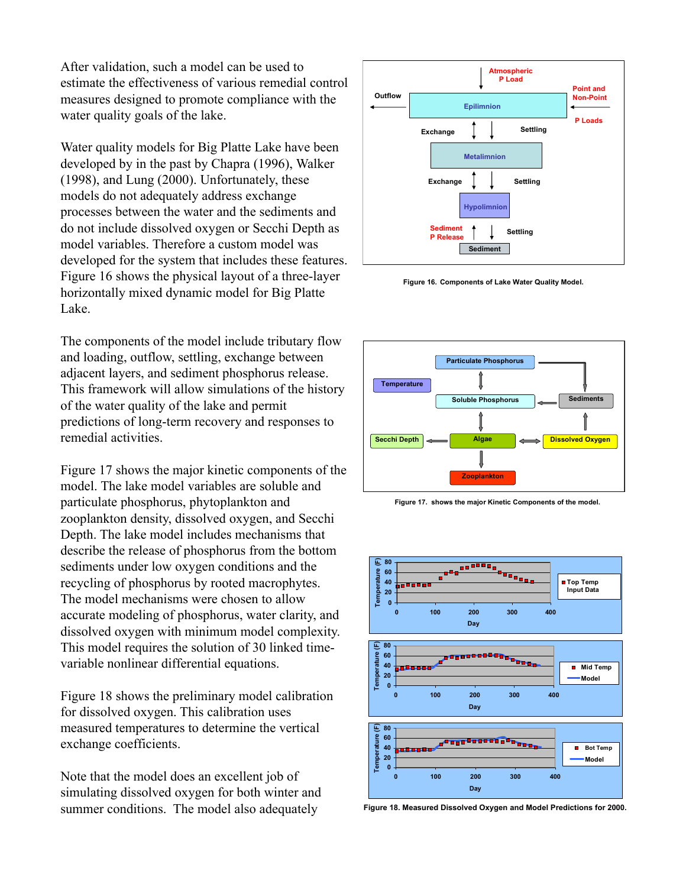After validation, such a model can be used to estimate the effectiveness of various remedial control measures designed to promote compliance with the water quality goals of the lake.

Water quality models for Big Platte Lake have been developed by in the past by Chapra (1996), Walker (1998), and Lung (2000). Unfortunately, these models do not adequately address exchange processes between the water and the sediments and do not include dissolved oxygen or Secchi Depth as model variables. Therefore a custom model was developed for the system that includes these features. Figure 16 shows the physical layout of a three-layer horizontally mixed dynamic model for Big Platte Lake.

The components of the model include tributary flow and loading, outflow, settling, exchange between adjacent layers, and sediment phosphorus release. This framework will allow simulations of the history of the water quality of the lake and permit predictions of long-term recovery and responses to remedial activities.

Figure 17 shows the major kinetic components of the model. The lake model variables are soluble and particulate phosphorus, phytoplankton and zooplankton density, dissolved oxygen, and Secchi Depth. The lake model includes mechanisms that describe the release of phosphorus from the bottom sediments under low oxygen conditions and the recycling of phosphorus by rooted macrophytes. The model mechanisms were chosen to allow accurate modeling of phosphorus, water clarity, and dissolved oxygen with minimum model complexity. This model requires the solution of 30 linked time-variable nonlinear differential equations.

Figure 18 shows the preliminary model calibration for dissolved oxygen. This calibration uses measured temperatures to determine the vertical exchange coefficients.

Note that the model does an excellent job of simulating dissolved oxygen for both winter and summer conditions. The model also adequately

**Figure 16. Components of Lake Water Quality Model.**

**Figure 17. shows the major Kinetic Components of the model.**

**Figure 18. Measured Dissolved Oxygen and Model Predictions for 2000.**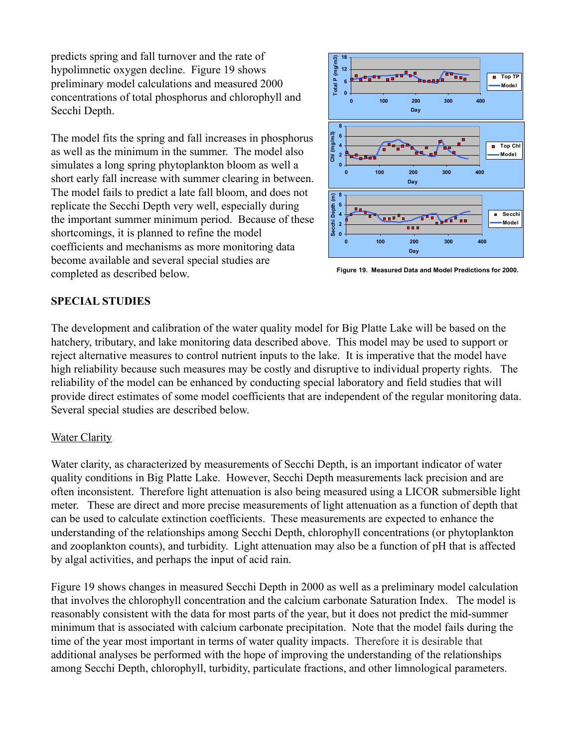predicts spring and fall turnover and the rate of hypolimnetic oxygen decline. Figure 19 shows preliminary model calculations and measured 2000 concentrations of total phosphorus and chlorophyll and Secchi Depth.

The model fits the spring and fall increases in phosphorus as well as the minimum in the summer. The model also simulates a long spring phytoplankton bloom as well a short early fall increase with summer clearing in between. The model fails to predict a late fall bloom, and does not replicate the Secchi Depth very well, especially during the important summer minimum period. Because of these shortcomings, it is planned to refine the model coefficients and mechanisms as more monitoring data become available and several special studies are completed as described below.

Figure 19. Measured Data and Model Predictions for 2000.

## SPECIAL STUDIES

The development and calibration of the water quality model for Big Platte Lake will be based on the hatchery, tributary, and lake monitoring data described above. This model may be used to support or reject alternative measures to control nutrient inputs to the lake. It is imperative that the model have high reliability because such measures may be costly and disruptive to individual property rights. The reliability of the model can be enhanced by conducting special laboratory and field studies that will provide direct estimates of some model coefficients that are independent of the regular monitoring data. Several special studies are described below.

### Water Clarity

Water clarity, as characterized by measurements of Secchi Depth, is an important indicator of water quality conditions in Big Platte Lake. However, Secchi Depth measurements lack precision and are often inconsistent. Therefore light attenuation is also being measured using a LICOR submersible light meter. These are direct and more precise measurements of light attenuation as a function of depth that can be used to calculate extinction coefficients. These measurements are expected to enhance the understanding of the relationships among Secchi Depth, chlorophyll concentrations (or phytoplankton and zooplankton counts), and turbidity. Light attenuation may also be a function of pH that is affected by algal activities, and perhaps the input of acid rain.

Figure 19 shows changes in measured Secchi Depth in 2000 as well as a preliminary model calculation that involves the chlorophyll concentration and the calcium carbonate Saturation Index. The model is reasonably consistent with the data for most parts of the year, but it does not predict the mid-summer minimum that is associated with calcium carbonate precipitation. Note that the model fails during the time of the year most important in terms of water quality impacts. Therefore it is desirable that additional analyses be performed with the hope of improving the understanding of the relationships among Secchi Depth, chlorophyll, turbidity, particulate fractions, and other limnological parameters.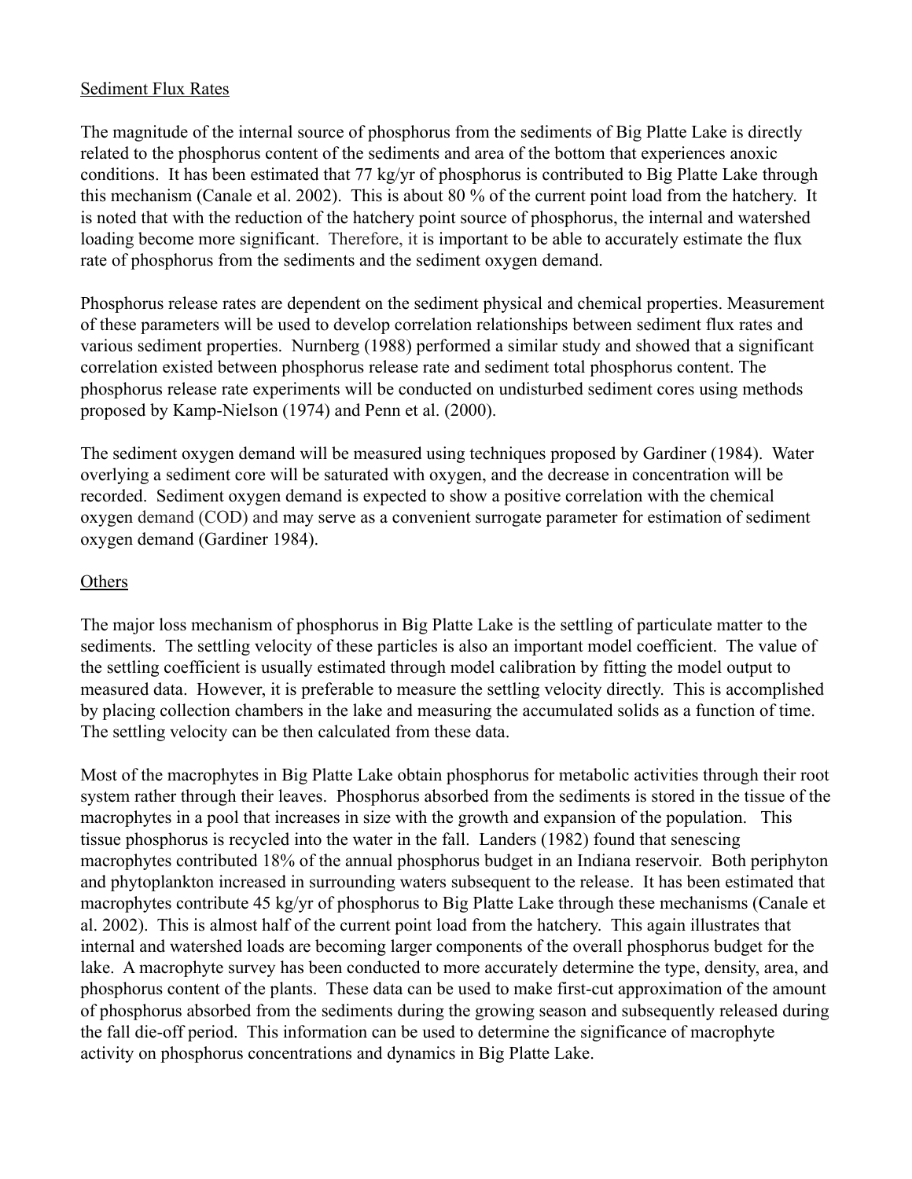Sediment Flux Rates

The magnitude of the internal source of phosphorus from the sediments of Big Platte Lake is directly related to the phosphorus content of the sediments and area of the bottom that experiences anoxic conditions. It has been estimated that 77 kg/yr of phosphorus is contributed to Big Platte Lake through this mechanism (Canale et al. 2002). This is about 80 % of the current point load from the hatchery. It is noted that with the reduction of the hatchery point source of phosphorus, the internal and watershed loading become more significant. Therefore, it is important to be able to accurately estimate the flux rate of phosphorus from the sediments and the sediment oxygen demand.

Phosphorus release rates are dependent on the sediment physical and chemical properties. Measurement of these parameters will be used to develop correlation relationships between sediment flux rates and various sediment properties. Nurnberg (1988) performed a similar study and showed that a significant correlation existed between phosphorus release rate and sediment total phosphorus content. The phosphorus release rate experiments will be conducted on undisturbed sediment cores using methods proposed by Kamp-Nielson (1974) and Penn et al. (2000).

The sediment oxygen demand will be measured using techniques proposed by Gardiner (1984). Water overlying a sediment core will be saturated with oxygen, and the decrease in concentration will be recorded. Sediment oxygen demand is expected to show a positive correlation with the chemical oxygen demand (COD) and may serve as a convenient surrogate parameter for estimation of sediment oxygen demand (Gardiner 1984).

Others

The major loss mechanism of phosphorus in Big Platte Lake is the settling of particulate matter to the sediments. The settling velocity of these particles is also an important model coefficient. The value of the settling coefficient is usually estimated through model calibration by fitting the model output to measured data. However, it is preferable to measure the settling velocity directly. This is accomplished by placing collection chambers in the lake and measuring the accumulated solids as a function of time. The settling velocity can be then calculated from these data.

Most of the macrophytes in Big Platte Lake obtain phosphorus for metabolic activities through their root system rather through their leaves. Phosphorus absorbed from the sediments is stored in the tissue of the macrophytes in a pool that increases in size with the growth and expansion of the population. This tissue phosphorus is recycled into the water in the fall. Landers (1982) found that senescing macrophytes contributed 18% of the annual phosphorus budget in an Indiana reservoir. Both periphyton and phytoplankton increased in surrounding waters subsequent to the release. It has been estimated that macrophytes contribute 45 kg/yr of phosphorus to Big Platte Lake through these mechanisms (Canale et al. 2002). This is almost half of the current point load from the hatchery. This again illustrates that internal and watershed loads are becoming larger components of the overall phosphorus budget for the lake. A macrophyte survey has been conducted to more accurately determine the type, density, area, and phosphorus content of the plants. These data can be used to make first-cut approximation of the amount of phosphorus absorbed from the sediments during the growing season and subsequently released during the fall die-off period. This information can be used to determine the significance of macrophyte activity on phosphorus concentrations and dynamics in Big Platte Lake.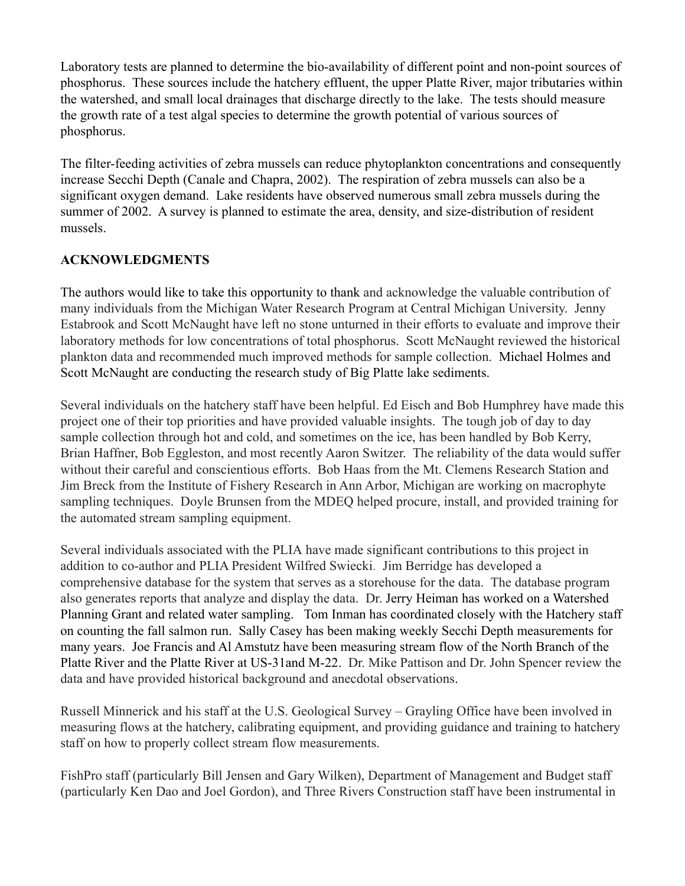Laboratory tests are planned to determine the bio-availability of different point and non-point sources of phosphorus. These sources include the hatchery effluent, the upper Platte River, major tributaries within the watershed, and small local drainages that discharge directly to the lake. The tests should measure the growth rate of a test algal species to determine the growth potential of various sources of phosphorus.

The filter-feeding activities of zebra mussels can reduce phytoplankton concentrations and consequently increase Secchi Depth (Canale and Chapra, 2002). The respiration of zebra mussels can also be a significant oxygen demand. Lake residents have observed numerous small zebra mussels during the summer of 2002. A survey is planned to estimate the area, density, and size-distribution of resident mussels.

## ACKNOWLEDGMENTS

The authors would like to take this opportunity to thank and acknowledge the valuable contribution of many individuals from the Michigan Water Research Program at Central Michigan University. Jenny Estabrook and Scott McNaught have left no stone unturned in their efforts to evaluate and improve their laboratory methods for low concentrations of total phosphorus. Scott McNaught reviewed the historical plankton data and recommended much improved methods for sample collection. Michael Holmes and Scott McNaught are conducting the research study of Big Platte lake sediments.

Several individuals on the hatchery staff have been helpful. Ed Eisch and Bob Humphrey have made this project one of their top priorities and have provided valuable insights. The tough job of day to day sample collection through hot and cold, and sometimes on the ice, has been handled by Bob Kerry, Brian Haffner, Bob Eggleston, and most recently Aaron Switzer. The reliability of the data would suffer without their careful and conscientious efforts. Bob Haas from the Mt. Clemens Research Station and Jim Breck from the Institute of Fishery Research in Ann Arbor, Michigan are working on macrophyte sampling techniques. Doyle Brunsen from the MDEQ helped procure, install, and provided training for the automated stream sampling equipment.

Several individuals associated with the PLIA have made significant contributions to this project in addition to co-author and PLIA President Wilfred Swiecki. Jim Berridge has developed a comprehensive database for the system that serves as a storehouse for the data. The database program also generates reports that analyze and display the data. Dr. Jerry Heiman has worked on a Watershed Planning Grant and related water sampling. Tom Inman has coordinated closely with the Hatchery staff on counting the fall salmon run. Sally Casey has been making weekly Secchi Depth measurements for many years. Joe Francis and Al Amstutz have been measuring stream flow of the North Branch of the Platte River and the Platte River at US-31and M-22. Dr. Mike Pattison and Dr. John Spencer review the data and have provided historical background and anecdotal observations.

Russell Minnerick and his staff at the U.S. Geological Survey – Grayling Office have been involved in measuring flows at the hatchery, calibrating equipment, and providing guidance and training to hatchery staff on how to properly collect stream flow measurements.

FishPro staff (particularly Bill Jensen and Gary Wilken), Department of Management and Budget staff (particularly Ken Dao and Joel Gordon), and Three Rivers Construction staff have been instrumental in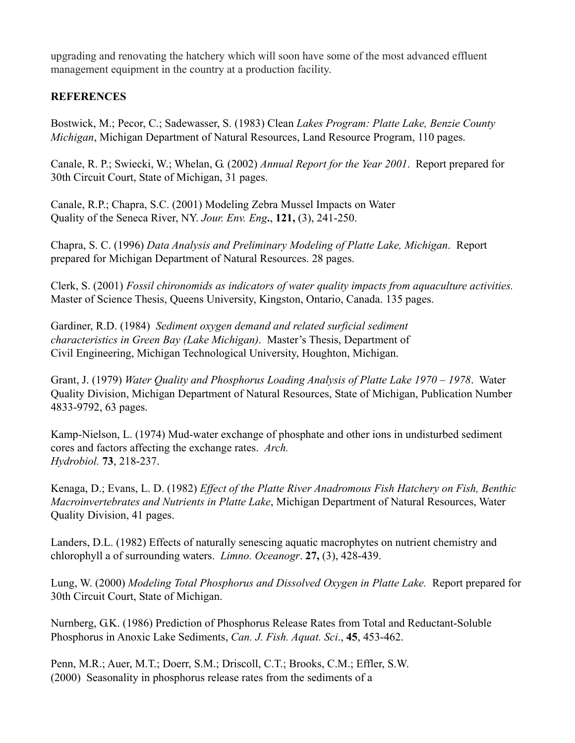upgrading and renovating the hatchery which will soon have some of the most advanced effluent management equipment in the country at a production facility.

**REFERENCES**

Bostwick, M.; Pecor, C.; Sadewasser, S. (1983) Clean *Lakes Program: Platte Lake, Benzie County Michigan*, Michigan Department of Natural Resources, Land Resource Program, 110 pages.

Canale, R. P.; Swiecki, W.; Whelan, G. (2002) *Annual Report for the Year 2001*. Report prepared for 30th Circuit Court, State of Michigan, 31 pages.

Canale, R.P.; Chapra, S.C. (2001) Modeling Zebra Mussel Impacts on Water Quality of the Seneca River, NY. *Jour. Env. Eng***.**, **121,** (3), 241-250.

Chapra, S. C. (1996) *Data Analysis and Preliminary Modeling of Platte Lake, Michigan*. Report prepared for Michigan Department of Natural Resources. 28 pages.

Clerk, S. (2001) *Fossil chironomids as indicators of water quality impacts from aquaculture activities.* Master of Science Thesis, Queens University, Kingston, Ontario, Canada. 135 pages.

Gardiner, R.D. (1984) *Sediment oxygen demand and related surficial sediment characteristics in Green Bay (Lake Michigan)*. Master's Thesis, Department of Civil Engineering, Michigan Technological University, Houghton, Michigan.

Grant, J. (1979) *Water Quality and Phosphorus Loading Analysis of Platte Lake 1970 – 1978*. Water Quality Division, Michigan Department of Natural Resources, State of Michigan, Publication Number 4833-9792, 63 pages.

Kamp-Nielson, L. (1974) Mud-water exchange of phosphate and other ions in undisturbed sediment cores and factors affecting the exchange rates. *Arch. Hydrobiol.* **73**, 218-237.

Kenaga, D.; Evans, L. D. (1982) *Effect of the Platte River Anadromous Fish Hatchery on Fish, Benthic Macroinvertebrates and Nutrients in Platte Lake*, Michigan Department of Natural Resources, Water Quality Division, 41 pages.

Landers, D.L. (1982) Effects of naturally senescing aquatic macrophytes on nutrient chemistry and chlorophyll a of surrounding waters. *Limno. Oceanogr*. **27,** (3), 428-439.

Lung, W. (2000) *Modeling Total Phosphorus and Dissolved Oxygen in Platte Lake.* Report prepared for 30th Circuit Court, State of Michigan.

Nurnberg, G.K. (1986) Prediction of Phosphorus Release Rates from Total and Reductant-Soluble Phosphorus in Anoxic Lake Sediments, *Can. J. Fish. Aquat. Sci*., **45**, 453-462.

Penn, M.R.; Auer, M.T.; Doerr, S.M.; Driscoll, C.T.; Brooks, C.M.; Effler, S.W. (2000) Seasonality in phosphorus release rates from the sediments of a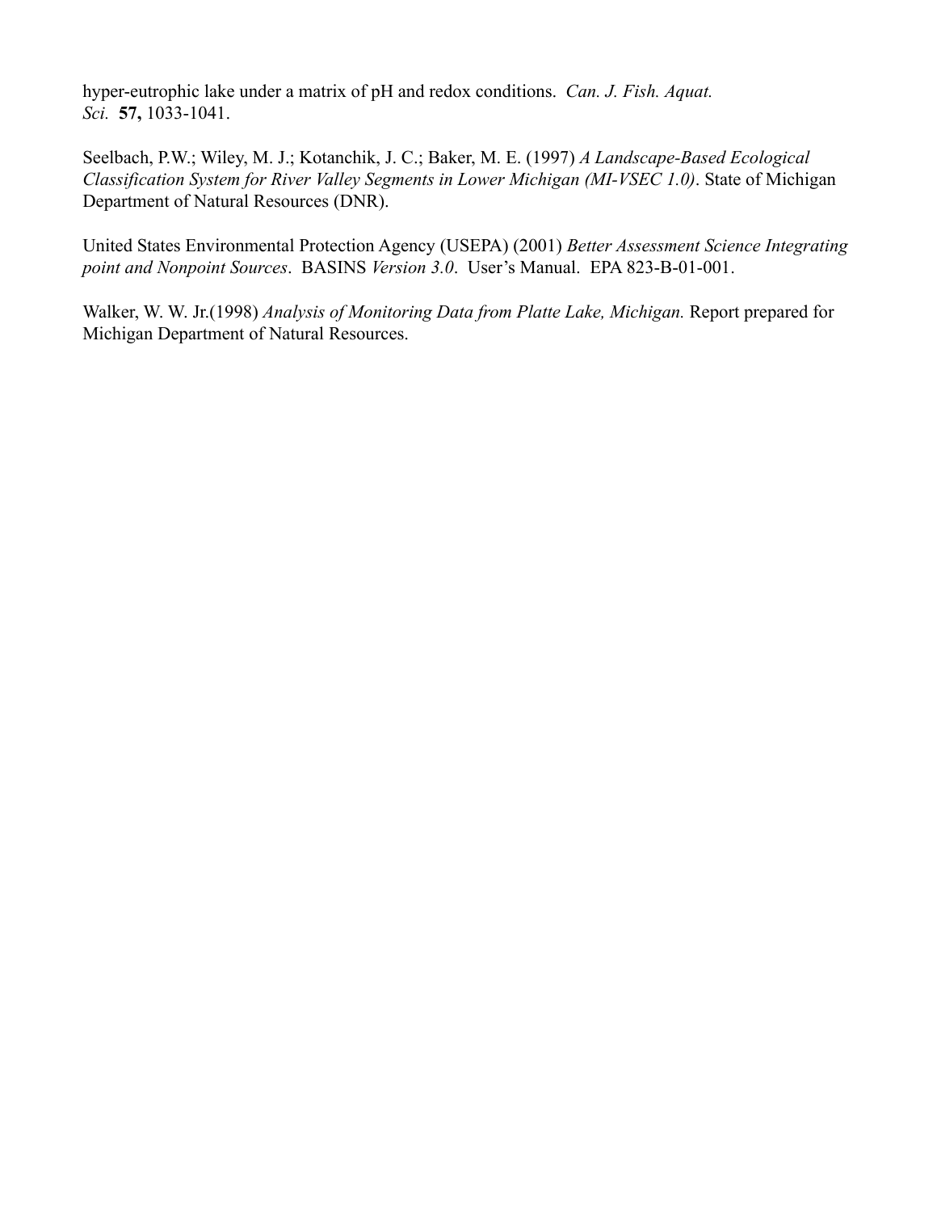hyper-eutrophic lake under a matrix of pH and redox conditions. *Can. J. Fish. Aquat. Sci.* **57,** 1033-1041.

Seelbach, P.W.; Wiley, M. J.; Kotanchik, J. C.; Baker, M. E. (1997) *A Landscape-Based Ecological Classification System for River Valley Segments in Lower Michigan (MI-VSEC 1.0)*. State of Michigan Department of Natural Resources (DNR).

United States Environmental Protection Agency (USEPA) (2001) *Better Assessment Science Integrating point and Nonpoint Sources*. BASINS *Version 3.0*. User's Manual. EPA 823-B-01-001.

Walker, W. W. Jr.(1998) *Analysis of Monitoring Data from Platte Lake, Michigan.* Report prepared for Michigan Department of Natural Resources.